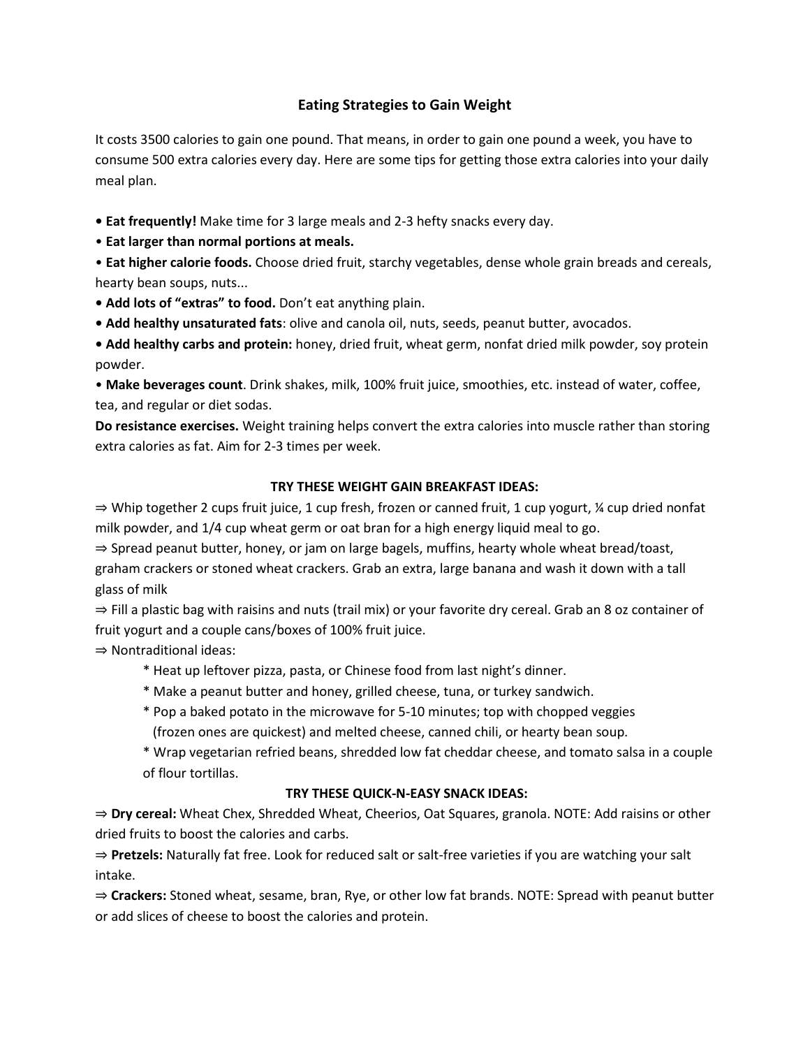# Eating Strategies to Gain Weight

It costs 3500 calories to gain one pound. That means, in order to gain one pound a week, you have to consume 500 extra calories every day. Here are some tips for getting those extra calories into your daily meal plan.

- **Eat frequently!** Make time for 3 large meals and 2-3 hefty snacks every day.
- **Eat larger than normal portions at meals.**
- **Eat higher calorie foods.** Choose dried fruit, starchy vegetables, dense whole grain breads and cereals, hearty bean soups, nuts...
- **Add lots of "extras" to food.** Don't eat anything plain.
- **Add healthy unsaturated fats**: olive and canola oil, nuts, seeds, peanut butter, avocados.
- **Add healthy carbs and protein:** honey, dried fruit, wheat germ, nonfat dried milk powder, soy protein powder.
- **Make beverages count**. Drink shakes, milk, 100% fruit juice, smoothies, etc. instead of water, coffee, tea, and regular or diet sodas.

**Do resistance exercises.** Weight training helps convert the extra calories into muscle rather than storing extra calories as fat. Aim for 2-3 times per week.

**TRY THESE WEIGHT GAIN BREAKFAST IDEAS:**

⇒ Whip together 2 cups fruit juice, 1 cup fresh, frozen or canned fruit, 1 cup yogurt, ¼ cup dried nonfat milk powder, and 1/4 cup wheat germ or oat bran for a high energy liquid meal to go.

⇒ Spread peanut butter, honey, or jam on large bagels, muffins, hearty whole wheat bread/toast, graham crackers or stoned wheat crackers. Grab an extra, large banana and wash it down with a tall glass of milk

⇒ Fill a plastic bag with raisins and nuts (trail mix) or your favorite dry cereal. Grab an 8 oz container of fruit yogurt and a couple cans/boxes of 100% fruit juice.

⇒ Nontraditional ideas:

- Heat up leftover pizza, pasta, or Chinese food from last night's dinner.
- Make a peanut butter and honey, grilled cheese, tuna, or turkey sandwich.
- Pop a baked potato in the microwave for 5-10 minutes; top with chopped veggies (frozen ones are quickest) and melted cheese, canned chili, or hearty bean soup.
- Wrap vegetarian refried beans, shredded low fat cheddar cheese, and tomato salsa in a couple of flour tortillas.

**TRY THESE QUICK-N-EASY SNACK IDEAS:**

⇒ **Dry cereal:** Wheat Chex, Shredded Wheat, Cheerios, Oat Squares, granola. NOTE: Add raisins or other dried fruits to boost the calories and carbs.

⇒ **Pretzels:** Naturally fat free. Look for reduced salt or salt-free varieties if you are watching your salt intake.

⇒ **Crackers:** Stoned wheat, sesame, bran, Rye, or other low fat brands. NOTE: Spread with peanut butter or add slices of cheese to boost the calories and protein.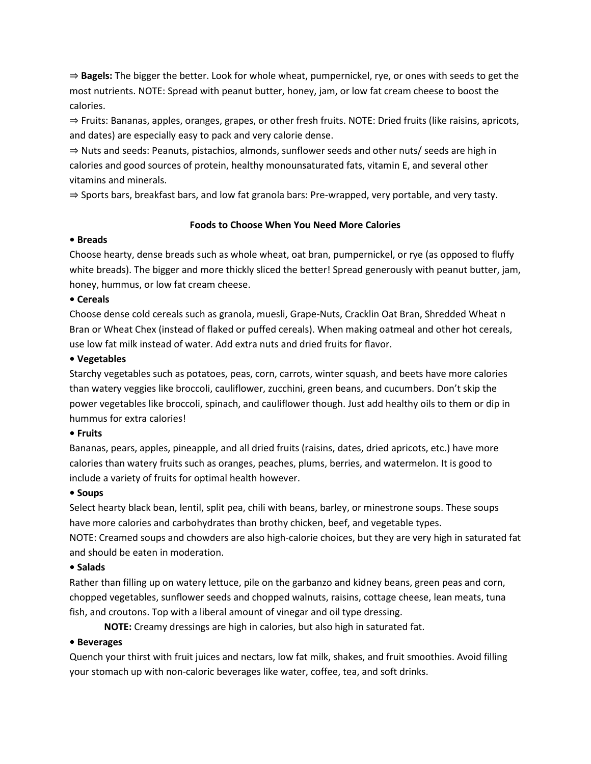⇒ **Bagels:** The bigger the better. Look for whole wheat, pumpernickel, rye, or ones with seeds to get the most nutrients. NOTE: Spread with peanut butter, honey, jam, or low fat cream cheese to boost the calories.

⇒ Fruits: Bananas, apples, oranges, grapes, or other fresh fruits. NOTE: Dried fruits (like raisins, apricots, and dates) are especially easy to pack and very calorie dense.

⇒ Nuts and seeds: Peanuts, pistachios, almonds, sunflower seeds and other nuts/ seeds are high in calories and good sources of protein, healthy monounsaturated fats, vitamin E, and several other vitamins and minerals.

⇒ Sports bars, breakfast bars, and low fat granola bars: Pre-wrapped, very portable, and very tasty.

## Foods to Choose When You Need More Calories

**• Breads**

Choose hearty, dense breads such as whole wheat, oat bran, pumpernickel, or rye (as opposed to fluffy white breads). The bigger and more thickly sliced the better! Spread generously with peanut butter, jam, honey, hummus, or low fat cream cheese.

**• Cereals**

Choose dense cold cereals such as granola, muesli, Grape-Nuts, Cracklin Oat Bran, Shredded Wheat n Bran or Wheat Chex (instead of flaked or puffed cereals). When making oatmeal and other hot cereals, use low fat milk instead of water. Add extra nuts and dried fruits for flavor.

**• Vegetables**

Starchy vegetables such as potatoes, peas, corn, carrots, winter squash, and beets have more calories than watery veggies like broccoli, cauliflower, zucchini, green beans, and cucumbers. Don't skip the power vegetables like broccoli, spinach, and cauliflower though. Just add healthy oils to them or dip in hummus for extra calories!

**• Fruits**

Bananas, pears, apples, pineapple, and all dried fruits (raisins, dates, dried apricots, etc.) have more calories than watery fruits such as oranges, peaches, plums, berries, and watermelon. It is good to include a variety of fruits for optimal health however.

**• Soups**

Select hearty black bean, lentil, split pea, chili with beans, barley, or minestrone soups. These soups have more calories and carbohydrates than brothy chicken, beef, and vegetable types.

NOTE: Creamed soups and chowders are also high-calorie choices, but they are very high in saturated fat and should be eaten in moderation.

**• Salads**

Rather than filling up on watery lettuce, pile on the garbanzo and kidney beans, green peas and corn, chopped vegetables, sunflower seeds and chopped walnuts, raisins, cottage cheese, lean meats, tuna fish, and croutons. Top with a liberal amount of vinegar and oil type dressing.

**NOTE:** Creamy dressings are high in calories, but also high in saturated fat.

**• Beverages**

Quench your thirst with fruit juices and nectars, low fat milk, shakes, and fruit smoothies. Avoid filling your stomach up with non-caloric beverages like water, coffee, tea, and soft drinks.